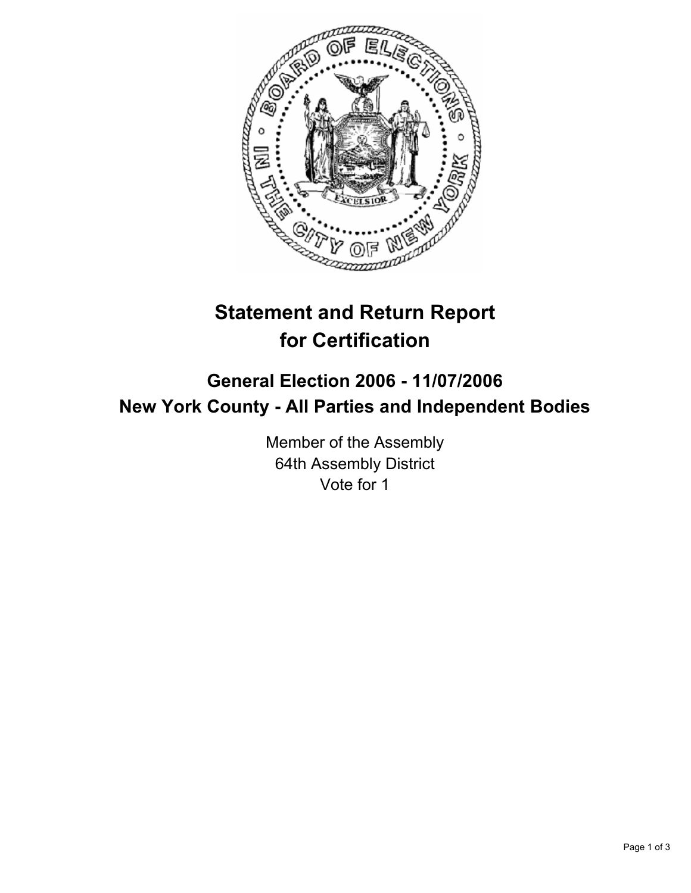# Statement and Return Report for Certification

## General Election 2006 - 11/07/2006
## New York County - All Parties and Independent Bodies

Member of the Assembly
64th Assembly District
Vote for 1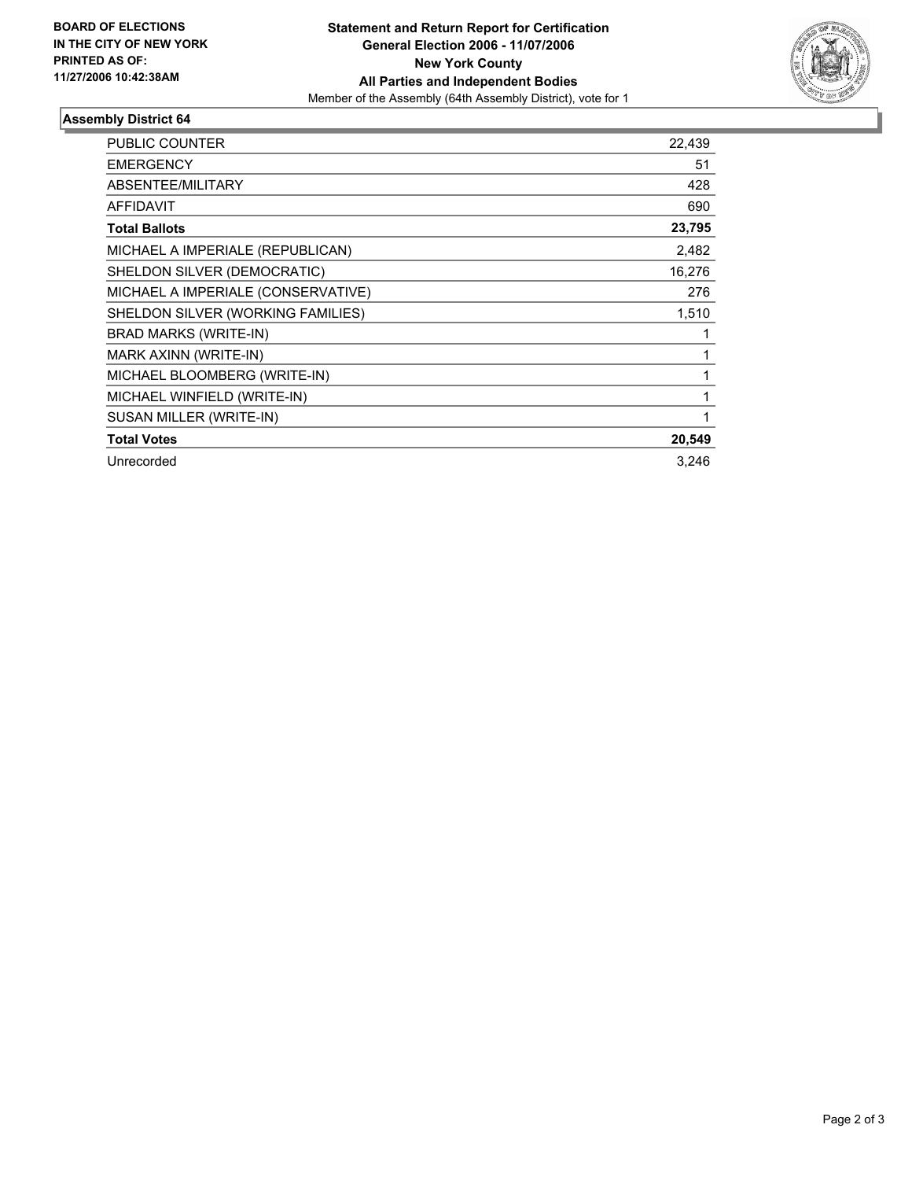**BOARD OF ELECTIONS IN THE CITY OF NEW YORK PRINTED AS OF: 11/27/2006 10:42:38AM**

**Statement and Return Report for Certification**
**General Election 2006 - 11/07/2006**
**New York County**
**All Parties and Independent Bodies**
Member of the Assembly (64th Assembly District), vote for 1

## Assembly District 64

| | |
|---|---:|
| PUBLIC COUNTER | 22,439 |
| EMERGENCY | 51 |
| ABSENTEE/MILITARY | 428 |
| AFFIDAVIT | 690 |
| **Total Ballots** | **23,795** |
| MICHAEL A IMPERIALE (REPUBLICAN) | 2,482 |
| SHELDON SILVER (DEMOCRATIC) | 16,276 |
| MICHAEL A IMPERIALE (CONSERVATIVE) | 276 |
| SHELDON SILVER (WORKING FAMILIES) | 1,510 |
| BRAD MARKS (WRITE-IN) | 1 |
| MARK AXINN (WRITE-IN) | 1 |
| MICHAEL BLOOMBERG (WRITE-IN) | 1 |
| MICHAEL WINFIELD (WRITE-IN) | 1 |
| SUSAN MILLER (WRITE-IN) | 1 |
| **Total Votes** | **20,549** |
| Unrecorded | 3,246 |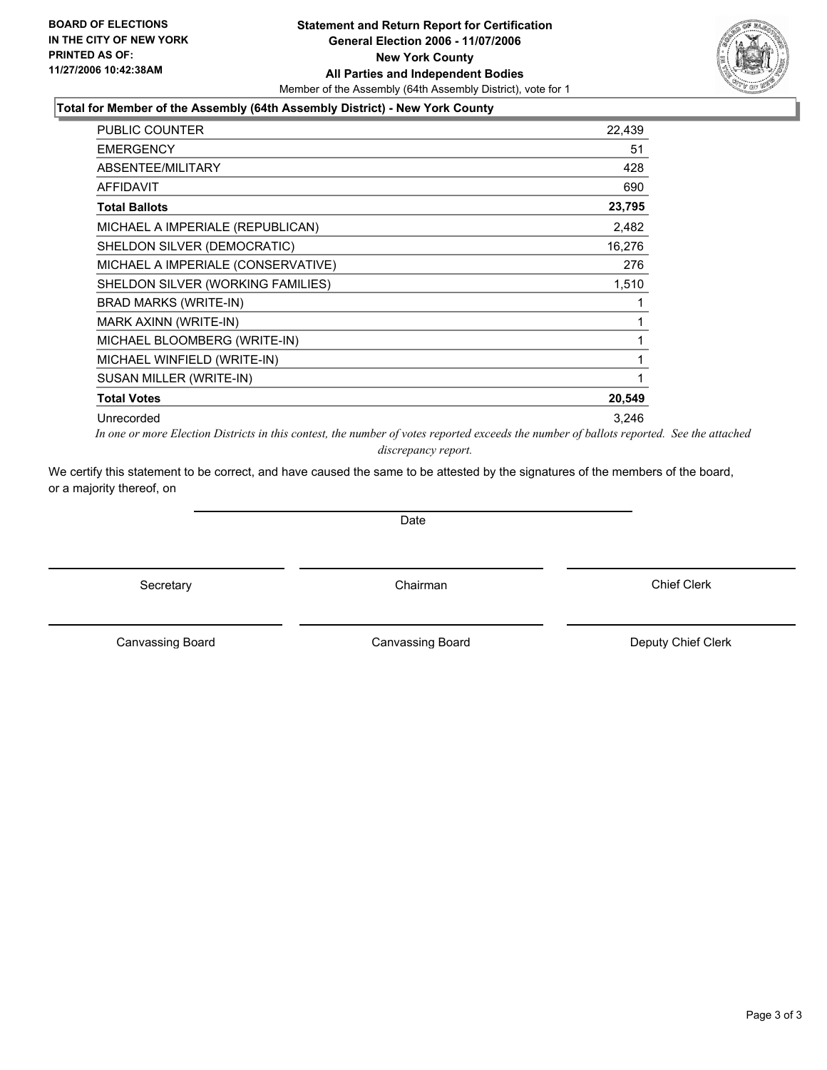**BOARD OF ELECTIONS IN THE CITY OF NEW YORK PRINTED AS OF: 11/27/2006 10:42:38AM**

**Statement and Return Report for Certification**
**General Election 2006 - 11/07/2006**
**New York County**
**All Parties and Independent Bodies**
Member of the Assembly (64th Assembly District), vote for 1

### Total for Member of the Assembly (64th Assembly District) - New York County

| | |
|---|---|
| PUBLIC COUNTER | 22,439 |
| EMERGENCY | 51 |
| ABSENTEE/MILITARY | 428 |
| AFFIDAVIT | 690 |
| **Total Ballots** | **23,795** |
| MICHAEL A IMPERIALE (REPUBLICAN) | 2,482 |
| SHELDON SILVER (DEMOCRATIC) | 16,276 |
| MICHAEL A IMPERIALE (CONSERVATIVE) | 276 |
| SHELDON SILVER (WORKING FAMILIES) | 1,510 |
| BRAD MARKS (WRITE-IN) | 1 |
| MARK AXINN (WRITE-IN) | 1 |
| MICHAEL BLOOMBERG (WRITE-IN) | 1 |
| MICHAEL WINFIELD (WRITE-IN) | 1 |
| SUSAN MILLER (WRITE-IN) | 1 |
| **Total Votes** | **20,549** |
| Unrecorded | 3,246 |

*In one or more Election Districts in this contest, the number of votes reported exceeds the number of ballots reported. See the attached discrepancy report.*

We certify this statement to be correct, and have caused the same to be attested by the signatures of the members of the board, or a majority thereof, on

Date

Secretary | Chairman | Chief Clerk

Canvassing Board | Canvassing Board | Deputy Chief Clerk